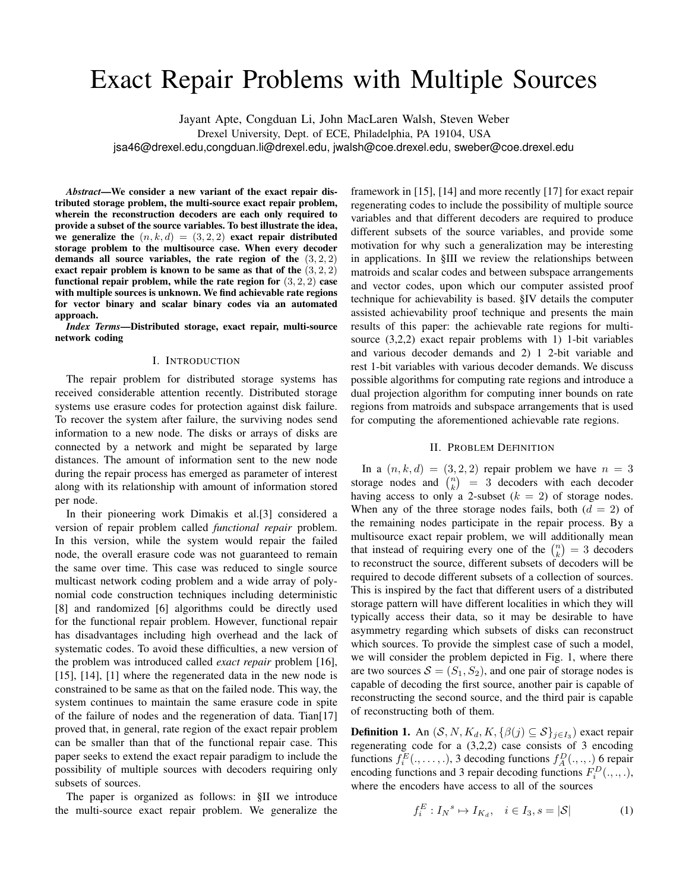# Exact Repair Problems with Multiple Sources

Jayant Apte, Congduan Li, John MacLaren Walsh, Steven Weber

Drexel University, Dept. of ECE, Philadelphia, PA 19104, USA

jsa46@drexel.edu,congduan.li@drexel.edu, jwalsh@coe.drexel.edu, sweber@coe.drexel.edu

***Abstract*—We consider a new variant of the exact repair distributed storage problem, the multi-source exact repair problem, wherein the reconstruction decoders are each only required to provide a subset of the source variables. To best illustrate the idea, we generalize the $(n, k, d) = (3, 2, 2)$ exact repair distributed storage problem to the multisource case. When every decoder demands all source variables, the rate region of the $(3, 2, 2)$ exact repair problem is known to be same as that of the $(3, 2, 2)$ functional repair problem, while the rate region for $(3, 2, 2)$ case with multiple sources is unknown. We find achievable rate regions for vector binary and scalar binary codes via an automated approach.**

***Index Terms*—Distributed storage, exact repair, multi-source network coding**

## I. Introduction

The repair problem for distributed storage systems has received considerable attention recently. Distributed storage systems use erasure codes for protection against disk failure. To recover the system after failure, the surviving nodes send information to a new node. The disks or arrays of disks are connected by a network and might be separated by large distances. The amount of information sent to the new node during the repair process has emerged as parameter of interest along with its relationship with amount of information stored per node.

In their pioneering work Dimakis et al.[3] considered a version of repair problem called *functional repair* problem. In this version, while the system would repair the failed node, the overall erasure code was not guaranteed to remain the same over time. This case was reduced to single source multicast network coding problem and a wide array of polynomial code construction techniques including deterministic [8] and randomized [6] algorithms could be directly used for the functional repair problem. However, functional repair has disadvantages including high overhead and the lack of systematic codes. To avoid these difficulties, a new version of the problem was introduced called *exact repair* problem [16], [15], [14], [1] where the regenerated data in the new node is constrained to be same as that on the failed node. This way, the system continues to maintain the same erasure code in spite of the failure of nodes and the regeneration of data. Tian[17] proved that, in general, rate region of the exact repair problem can be smaller than that of the functional repair case. This paper seeks to extend the exact repair paradigm to include the possibility of multiple sources with decoders requiring only subsets of sources.

The paper is organized as follows: in §II we introduce the multi-source exact repair problem. We generalize the framework in [15], [14] and more recently [17] for exact repair regenerating codes to include the possibility of multiple source variables and that different decoders are required to produce different subsets of the source variables, and provide some motivation for why such a generalization may be interesting in applications. In §III we review the relationships between matroids and scalar codes and between subspace arrangements and vector codes, upon which our computer assisted proof technique for achievability is based. §IV details the computer assisted achievability proof technique and presents the main results of this paper: the achievable rate regions for multi-source (3,2,2) exact repair problems with 1) 1-bit variables and various decoder demands and 2) 1 2-bit variable and rest 1-bit variables with various decoder demands. We discuss possible algorithms for computing rate regions and introduce a dual projection algorithm for computing inner bounds on rate regions from matroids and subspace arrangements that is used for computing the aforementioned achievable rate regions.

## II. Problem Definition

In a $(n, k, d) = (3, 2, 2)$ repair problem we have $n = 3$ storage nodes and $\binom{n}{k} = 3$ decoders with each decoder having access to only a 2-subset ($k = 2$) of storage nodes. When any of the three storage nodes fails, both ($d = 2$) of the remaining nodes participate in the repair process. By a multisource exact repair problem, we will additionally mean that instead of requiring every one of the $\binom{n}{k} = 3$ decoders to reconstruct the source, different subsets of decoders will be required to decode different subsets of a collection of sources. This is inspired by the fact that different users of a distributed storage pattern will have different localities in which they will typically access their data, so it may be desirable to have asymmetry regarding which subsets of disks can reconstruct which sources. To provide the simplest case of such a model, we will consider the problem depicted in Fig. 1, where there are two sources $\mathcal{S} = (S_1, S_2)$, and one pair of storage nodes is capable of decoding the first source, another pair is capable of reconstructing the second source, and the third pair is capable of reconstructing both of them.

**Definition 1.** An $(\mathcal{S}, N, K_d, K, \{\beta(j) \subseteq \mathcal{S}\}_{j \in I_3})$ exact repair regenerating code for a (3,2,2) case consists of 3 encoding functions $f_i^E(., \ldots, .)$, 3 decoding functions $f_A^D(., .,.)$ 6 repair encoding functions and 3 repair decoding functions $F_i^D(., ., .)$, where the encoders have access to all of the sources

$$f_i^E : {I_N}^s \mapsto I_{K_d}, \quad i \in I_3, s = |\mathcal{S}| \tag{1}$$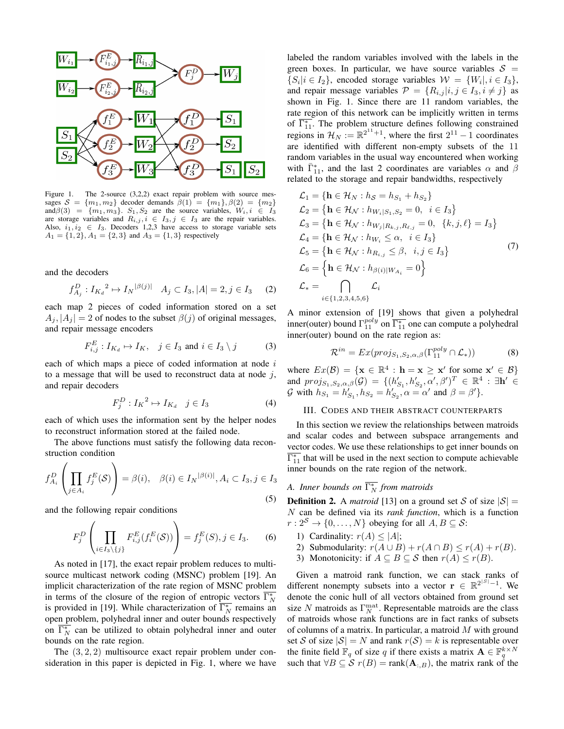Figure 1. The 2-source (3,2,2) exact repair problem with source messages $\mathcal{S} = \{m_1, m_2\}$ decoder demands $\beta(1) = \{m_1\}, \beta(2) = \{m_2\}$ and $\beta(3) = \{m_1, m_3\}$. $S_1, S_2$ are the source variables, $W_i, i \in I_3$ are storage variables and $R_{i,j}, i \in I_3, j \in I_3$ are the repair variables. Also, $i_1, i_2 \in I_3$. Decoders 1,2,3 have access to storage variable sets $A_1 = \{1,2\}, A_1 = \{2,3\}$ and $A_3 = \{1,3\}$ respectively

and the decoders

$$f^D_{A_j} : {I_{K_d}}^2 \mapsto {I_N}^{|\beta(j)|} \quad A_j \subset I_3, |A| = 2, j \in I_3 \tag{2}$$

each map 2 pieces of coded information stored on a set $A_j, |A_j| = 2$ of nodes to the subset $\beta(j)$ of original messages, and repair message encoders

$$F^E_{i,j} : I_{K_d} \mapsto I_K, \quad j \in I_3 \text{ and } i \in I_3 \setminus j \tag{3}$$

each of which maps a piece of coded information at node $i$ to a message that will be used to reconstruct data at node $j$, and repair decoders

$$F^D_j : {I_K}^2 \mapsto I_{K_d} \quad j \in I_3 \tag{4}$$

each of which uses the information sent by the helper nodes to reconstruct information stored at the failed node.

The above functions must satisfy the following data reconstruction condition

$$f^D_{A_i}\left(\prod_{j \in A_i} f^E_j(\mathcal{S})\right) = \beta(i), \quad \beta(i) \in {I_N}^{|\beta(i)|}, A_i \subset I_3, j \in I_3 \tag{5}$$

and the following repair conditions

$$F^D_j\left(\prod_{i \in I_3 \setminus \{j\}} F^E_{i,j}(f^E_i(\mathcal{S}))\right) = f^E_j(S), j \in I_3. \tag{6}$$

As noted in [17], the exact repair problem reduces to multi-source multicast network coding (MSNC) problem [19]. An implicit characterization of the rate region of MSNC problem in terms of the closure of the region of entropic vectors $\overline{\Gamma^*_N}$ is provided in [19]. While characterization of $\overline{\Gamma^*_N}$ remains an open problem, polyhedral inner and outer bounds respectively on $\overline{\Gamma^*_N}$ can be utilized to obtain polyhedral inner and outer bounds on the rate region.

The $(3, 2, 2)$ multisource exact repair problem under consideration in this paper is depicted in Fig. 1, where we have labeled the random variables involved with the labels in the green boxes. In particular, we have source variables $\mathcal{S} = \{S_i | i \in I_2\}$, encoded storage variables $\mathcal{W} = \{W_i|, i \in I_3\}$, and repair message variables $\mathcal{P} = \{R_{i,j} | i, j \in I_3, i \neq j\}$ as shown in Fig. 1. Since there are 11 random variables, the rate region of this network can be implicitly written in terms of $\overline{\Gamma^*_{11}}$. The problem structure defines following constrained regions in $\mathcal{H}_N := \mathbb{R}^{2^{11}+1}$, where the first $2^{11} - 1$ coordinates are identified with different non-empty subsets of the 11 random variables in the usual way encountered when working with $\bar{\Gamma}^*_{11}$, and the last 2 coordinates are variables $\alpha$ and $\beta$ related to the storage and repair bandwidths, respectively

$$\begin{aligned}
\mathcal{L}_1 &= \{\mathbf{h} \in \mathcal{H}_N : h_{\mathcal{S}} = h_{S_1} + h_{S_2}\} \\
\mathcal{L}_2 &= \{\mathbf{h} \in \mathcal{H}_{\mathcal{N}} : h_{W_i|S_1,S_2} = 0, \quad i \in I_3\} \\
\mathcal{L}_3 &= \{\mathbf{h} \in \mathcal{H}_{\mathcal{N}} : h_{W_j|R_{k,j},R_{\ell,j}} = 0, \quad \{k, j, \ell\} = I_3\} \\
\mathcal{L}_4 &= \{\mathbf{h} \in \mathcal{H}_{\mathcal{N}} : h_{W_i} \leq \alpha, \quad i \in I_3\} \\
\mathcal{L}_5 &= \{\mathbf{h} \in \mathcal{H}_{\mathcal{N}} : h_{R_{i,j}} \leq \beta, \quad i, j \in I_3\} \\
\mathcal{L}_6 &= \left\{\mathbf{h} \in \mathcal{H}_{\mathcal{N}} : h_{\beta(i)|W_{A_i}} = 0\right\} \\
\mathcal{L}_* &= \bigcap_{i \in \{1,2,3,4,5,6\}} \mathcal{L}_i
\end{aligned} \tag{7}$$

A minor extension of [19] shows that given a polyhedral inner(outer) bound $\Gamma^{poly}_{11}$ on $\overline{\Gamma^*_{11}}$ one can compute a polyhedral inner(outer) bound on the rate region as:

$$\mathcal{R}^{in} = Ex(proj_{S_1,S_2,\alpha,\beta}(\Gamma^{poly}_{11} \cap \mathcal{L}_*)) \tag{8}$$

where $Ex(\mathcal{B}) = \{\mathbf{x} \in \mathbb{R}^4 : \mathbf{h} = \mathbf{x} \geq \mathbf{x}' \text{ for some } \mathbf{x}' \in \mathcal{B}\}$ and $proj_{S_1,S_2,\alpha,\beta}(\mathcal{G}) = \{(h'_{S_1}, h'_{S_2}, \alpha', \beta')^T \in \mathbb{R}^4 : \exists \mathbf{h}' \in \mathcal{G} \text{ with } h_{S_1} = h'_{S_1}, h_{S_2} = h'_{S_2}, \alpha = \alpha' \text{ and } \beta = \beta'\}$.

## III. Codes and their abstract counterparts

In this section we review the relationships between matroids and scalar codes and between subspace arrangements and vector codes. We use these relationships to get inner bounds on $\overline{\Gamma^*_{11}}$ that will be used in the next section to compute achievable inner bounds on the rate region of the network.

### A. Inner bounds on $\overline{\Gamma^*_N}$ from matroids

**Definition 2.** A *matroid* [13] on a ground set $\mathcal{S}$ of size $|\mathcal{S}| = N$ can be defined via its *rank function*, which is a function $r : 2^{\mathcal{S}} \to \{0, \ldots, N\}$ obeying for all $A, B \subseteq \mathcal{S}$:

1) Cardinality: $r(A) \leq |A|$;
2) Submodularity: $r(A \cup B) + r(A \cap B) \leq r(A) + r(B)$.
3) Monotonicity: if $A \subseteq B \subseteq \mathcal{S}$ then $r(A) \leq r(B)$.

Given a matroid rank function, we can stack ranks of different nonempty subsets into a vector $\mathbf{r} \in \mathbb{R}^{2^{|\mathcal{S}|}-1}$. We denote the conic hull of all vectors obtained from ground set size $N$ matroids as $\Gamma^{\text{mat}}_N$. Representable matroids are the class of matroids whose rank functions are in fact ranks of subsets of columns of a matrix. In particular, a matroid $M$ with ground set $\mathcal{S}$ of size $|\mathcal{S}| = N$ and rank $r(\mathcal{S}) = k$ is representable over the finite field $\mathbb{F}_q$ of size $q$ if there exists a matrix $\mathbf{A} \in \mathbb{F}_q^{k \times N}$ such that $\forall B \subseteq \mathcal{S}\ r(B) = \text{rank}(\mathbf{A}_{:,B})$, the matrix rank of the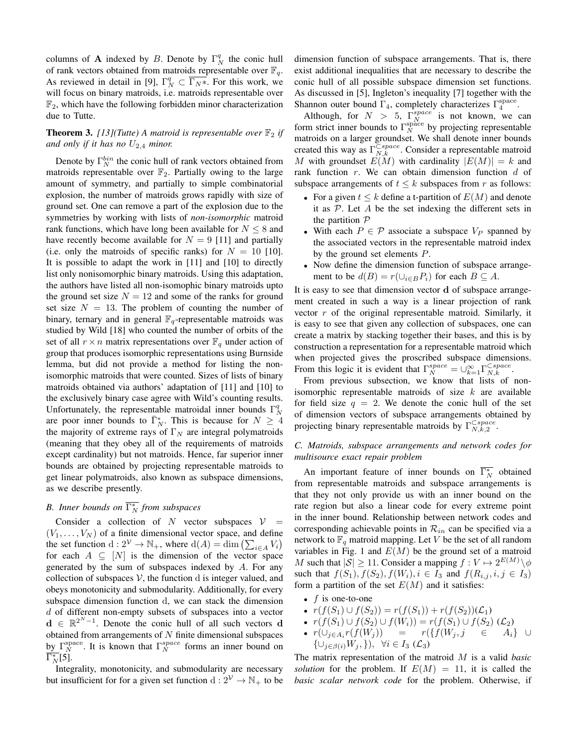columns of $\mathbf{A}$ indexed by $B$. Denote by $\Gamma_N^q$ the conic hull of rank vectors obtained from matroids representable over $\mathbb{F}_q$. As reviewed in detail in [9], $\Gamma_N^q \subset \overline{\Gamma_N*}$. For this work, we will focus on binary matroids, i.e. matroids representable over $\mathbb{F}_2$, which have the following forbidden minor characterization due to Tutte.

**Theorem 3.** *[13](Tutte) A matroid is representable over $\mathbb{F}_2$ if and only if it has no $U_{2,4}$ minor.*

Denote by $\Gamma_N^{bin}$ the conic hull of rank vectors obtained from matroids representable over $\mathbb{F}_2$. Partially owing to the large amount of symmetry, and partially to simple combinatorial explosion, the number of matroids grows rapidly with size of ground set. One can remove a part of the explosion due to the symmetries by working with lists of *non-isomorphic* matroid rank functions, which have long been available for $N \leq 8$ and have recently become available for $N = 9$ [11] and partially (i.e. only the matroids of specific ranks) for $N = 10$ [10]. It is possible to adapt the work in [11] and [10] to directly list only nonisomorphic binary matroids. Using this adaptation, the authors have listed all non-isomophic binary matroids upto the ground set size $N = 12$ and some of the ranks for ground set size $N = 13$. The problem of counting the number of binary, ternary and in general $\mathbb{F}_q$-representable matroids was studied by Wild [18] who counted the number of orbits of the set of all $r \times n$ matrix representations over $\mathbb{F}_q$ under action of group that produces isomorphic representations using Burnside lemma, but did not provide a method for listing the non-isomorphic matroids that were counted. Sizes of lists of binary matroids obtained via authors' adaptation of [11] and [10] to the exclusively binary case agree with Wild's counting results. Unfortunately, the representable matroidal inner bounds $\Gamma_N^q$ are poor inner bounds to $\bar{\Gamma}_N^*$. This is because for $N \geq 4$ the majority of extreme rays of $\Gamma_N$ are integral polymatroids (meaning that they obey all of the requirements of matroids except cardinality) but not matroids. Hence, far superior inner bounds are obtained by projecting representable matroids to get linear polymatroids, also known as subspace dimensions, as we describe presently.

### B. Inner bounds on $\overline{\Gamma_N^*}$ from subspaces

Consider a collection of $N$ vector subspaces $\mathcal{V} = (V_1, \ldots, V_N)$ of a finite dimensional vector space, and define the set function $\mathrm{d} : 2^{\mathcal{V}} \to \mathbb{N}_+$, where $\mathrm{d}(A) = \dim\left(\sum_{i \in A} V_i\right)$ for each $A \subseteq [N]$ is the dimension of the vector space generated by the sum of subspaces indexed by $A$. For any collection of subspaces $\mathcal{V}$, the function $\mathrm{d}$ is integer valued, and obeys monotonicity and submodularity. Additionally, for every subspace dimension function $\mathrm{d}$, we can stack the dimension $d$ of different non-empty subsets of subspaces into a vector $\mathbf{d} \in \mathbb{R}^{2^N - 1}$. Denote the conic hull of all such vectors $\mathbf{d}$ obtained from arrangements of $N$ finite dimensional subspaces by $\Gamma_N^{\text{space}}$. It is known that $\Gamma_N^{space}$ forms an inner bound on $\overline{\Gamma_N^*}$[5].

Integrality, monotonicity, and submodularity are necessary but insufficient for for a given set function $\mathrm{d} : 2^{\mathcal{V}} \to \mathbb{N}_+$ to be dimension function of subspace arrangements. That is, there exist additional inequalities that are necessary to describe the conic hull of all possible subspace dimension set functions. As discussed in [5], Ingleton's inequality [7] together with the Shannon outer bound $\Gamma_4$, completely characterizes $\Gamma_4^{\text{space}}$.

Although, for $N > 5$, $\Gamma_N^{space}$ is not known, we can form strict inner bounds to $\Gamma_N^{\text{space}}$ by projecting representable matroids on a larger groundset. We shall denote inner bounds created this way as $\Gamma_{N,k}^{\subset space}$. Consider a representable matroid $M$ with groundset $E(M)$ with cardinality $|E(M)| = k$ and rank function $r$. We can obtain dimension function $d$ of subspace arrangements of $t \leq k$ subspaces from $r$ as follows:

- For a given $t \leq k$ define a t-partition of $E(M)$ and denote it as $\mathcal{P}$. Let $A$ be the set indexing the different sets in the partition $\mathcal{P}$
- With each $P \in \mathcal{P}$ associate a subspace $V_P$ spanned by the associated vectors in the representable matroid index by the ground set elements $P$.
- Now define the dimension function of subspace arrangement to be $d(B) = r(\cup_{i \in B} P_i)$ for each $B \subseteq A$.

It is easy to see that dimension vector $\mathbf{d}$ of subspace arrangement created in such a way is a linear projection of rank vector $r$ of the original representable matroid. Similarly, it is easy to see that given any collection of subspaces, one can create a matrix by stacking together their bases, and this is by construction a representation for a representable matroid which when projected gives the proscribed subspace dimensions. From this logic it is evident that $\Gamma_N^{space} = \cup_{k=1}^{\infty} \Gamma_{N,k}^{\subset space}$.

From previous subsection, we know that lists of non-isomorphic representable matroids of size $k$ are available for field size $q = 2$. We denote the conic hull of the set of dimension vectors of subspace arrangements obtained by projecting binary representable matroids by $\Gamma_{N,k,2}^{\subset space}$.

### C. Matroids, subspace arrangements and network codes for multisource exact repair problem

An important feature of inner bounds on $\overline{\Gamma_N^*}$ obtained from representable matroids and subspace arrangements is that they not only provide us with an inner bound on the rate region but also a linear code for every extreme point in the inner bound. Relationship between network codes and corresponding achievable points in $\mathcal{R}_{in}$ can be specified via a network to $\mathbb{F}_q$ matroid mapping. Let $V$ be the set of all random variables in Fig. 1 and $E(M)$ be the ground set of a matroid $M$ such that $|S| \geq 11$. Consider a mapping $f : V \mapsto 2^{E(M)} \setminus \phi$ such that $f(S_1), f(S_2), f(W_i), i \in I_3$ and $f(R_{i,j}, i, j \in I_3)$ form a partition of the set $E(M)$ and it satisfies:

- $f$ is one-to-one
- $r(f(S_1) \cup f(S_2)) = r(f(S_1)) + r(f(S_2)) (\mathcal{L}_1)$
- $r(f(S_1) \cup f(S_2) \cup f(W_i)) = r(f(S_1) \cup f(S_2)$ ($\mathcal{L}_2$)
- $r(\cup_{j \in A_i} r(f(W_j)) = r(\{f(W_j, j \in A_i\} \cup \{\cup_{j \in \beta(i)} W_j, \}), \ \forall i \in I_3$ ($\mathcal{L}_3$)

The matrix representation of the matroid $M$ is a valid *basic solution* for the problem. If $E(M) = 11$, it is called the *basic scalar network code* for the problem. Otherwise, if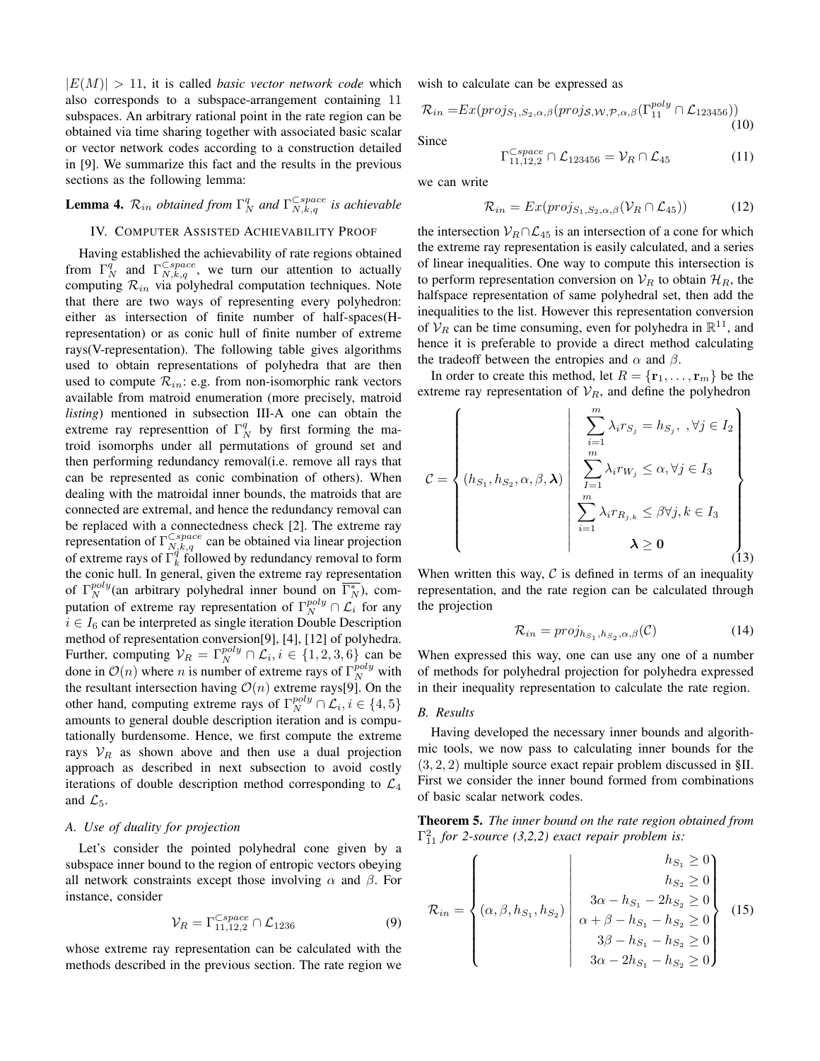$|E(M)| > 11$, it is called *basic vector network code* which also corresponds to a subspace-arrangement containing 11 subspaces. An arbitrary rational point in the rate region can be obtained via time sharing together with associated basic scalar or vector network codes according to a construction detailed in [9]. We summarize this fact and the results in the previous sections as the following lemma:

**Lemma 4.** *$\mathcal{R}_{in}$ obtained from $\Gamma_N^q$ and $\Gamma_{N,k,q}^{\subset space}$ is achievable*

## IV. Computer Assisted Achievability Proof

Having established the achievability of rate regions obtained from $\Gamma_N^q$ and $\Gamma_{N,k,q}^{\subset space}$, we turn our attention to actually computing $\mathcal{R}_{in}$ via polyhedral computation techniques. Note that there are two ways of representing every polyhedron: either as intersection of finite number of half-spaces(H-representation) or as conic hull of finite number of extreme rays(V-representation). The following table gives algorithms used to obtain representations of polyhedra that are then used to compute $\mathcal{R}_{in}$: e.g. from non-isomorphic rank vectors available from matroid enumeration (more precisely, matroid *listing*) mentioned in subsection III-A one can obtain the extreme ray representtion of $\Gamma_N^q$ by first forming the matroid isomorphs under all permutations of ground set and then performing redundancy removal(i.e. remove all rays that can be represented as conic combination of others). When dealing with the matroidal inner bounds, the matroids that are connected are extremal, and hence the redundancy removal can be replaced with a connectedness check [2]. The extreme ray representation of $\Gamma_{N,k,q}^{\subset space}$ can be obtained via linear projection of extreme rays of $\Gamma_k^q$ followed by redundancy removal to form the conic hull. In general, given the extreme ray representation of $\Gamma_N^{poly}$(an arbitrary polyhedral inner bound on $\overline{\Gamma_N^*}$), computation of extreme ray representation of $\Gamma_N^{poly} \cap \mathcal{L}_i$ for any $i \in I_6$ can be interpreted as single iteration Double Description method of representation conversion[9], [4], [12] of polyhedra. Further, computing $\mathcal{V}_R = \Gamma_N^{poly} \cap \mathcal{L}_i, i \in \{1, 2, 3, 6\}$ can be done in $\mathcal{O}(n)$ where $n$ is number of extreme rays of $\Gamma_N^{poly}$ with the resultant intersection having $\mathcal{O}(n)$ extreme rays[9]. On the other hand, computing extreme rays of $\Gamma_N^{poly} \cap \mathcal{L}_i, i \in \{4, 5\}$ amounts to general double description iteration and is computationally burdensome. Hence, we first compute the extreme rays $\mathcal{V}_R$ as shown above and then use a dual projection approach as described in next subsection to avoid costly iterations of double description method corresponding to $\mathcal{L}_4$ and $\mathcal{L}_5$.

### A. Use of duality for projection

Let's consider the pointed polyhedral cone given by a subspace inner bound to the region of entropic vectors obeying all network constraints except those involving $\alpha$ and $\beta$. For instance, consider

$$\mathcal{V}_R = \Gamma_{11,12,2}^{\subset space} \cap \mathcal{L}_{1236} \tag{9}$$

whose extreme ray representation can be calculated with the methods described in the previous section. The rate region we wish to calculate can be expressed as

$$\mathcal{R}_{in} = Ex(proj_{S_1,S_2,\alpha,\beta}(proj_{\mathcal{S},\mathcal{W},\mathcal{P},\alpha,\beta}(\Gamma_{11}^{poly} \cap \mathcal{L}_{123456})) \tag{10}$$

Since

$$\Gamma_{11,12,2}^{\subset space} \cap \mathcal{L}_{123456} = \mathcal{V}_R \cap \mathcal{L}_{45} \tag{11}$$

we can write

$$\mathcal{R}_{in} = Ex(proj_{S_1,S_2,\alpha,\beta}(\mathcal{V}_R \cap \mathcal{L}_{45})) \tag{12}$$

the intersection $\mathcal{V}_R \cap \mathcal{L}_{45}$ is an intersection of a cone for which the extreme ray representation is easily calculated, and a series of linear inequalities. One way to compute this intersection is to perform representation conversion on $\mathcal{V}_R$ to obtain $\mathcal{H}_R$, the halfspace representation of same polyhedral set, then add the inequalities to the list. However this representation conversion of $\mathcal{V}_R$ can be time consuming, even for polyhedra in $\mathbb{R}^{11}$, and hence it is preferable to provide a direct method calculating the tradeoff between the entropies and $\alpha$ and $\beta$.

In order to create this method, let $R = \{\mathbf{r}_1, \ldots, \mathbf{r}_m\}$ be the extreme ray representation of $\mathcal{V}_R$, and define the polyhedron

$$\mathcal{C} = \left\{ (h_{S_1}, h_{S_2}, \alpha, \beta, \boldsymbol{\lambda}) \;\middle|\; \begin{array}{c} \sum_{i=1}^{m} \lambda_i r_{S_j} = h_{S_j}, \; ,\forall j \in I_2 \\ \sum_{I=1}^{m} \lambda_i r_{W_j} \leq \alpha, \forall j \in I_3 \\ \sum_{i=1}^{m} \lambda_i r_{R_{j,k}} \leq \beta \forall j, k \in I_3 \\ \boldsymbol{\lambda} \geq \mathbf{0} \end{array} \right\} \tag{13}$$

When written this way, $\mathcal{C}$ is defined in terms of an inequality representation, and the rate region can be calculated through the projection

$$\mathcal{R}_{in} = proj_{h_{S_1}, h_{S_2}, \alpha, \beta}(\mathcal{C}) \tag{14}$$

When expressed this way, one can use any one of a number of methods for polyhedral projection for polyhedra expressed in their inequality representation to calculate the rate region.

### B. Results

Having developed the necessary inner bounds and algorithmic tools, we now pass to calculating inner bounds for the $(3, 2, 2)$ multiple source exact repair problem discussed in §II. First we consider the inner bound formed from combinations of basic scalar network codes.

**Theorem 5.** *The inner bound on the rate region obtained from $\Gamma_{11}^2$ for 2-source (3,2,2) exact repair problem is:*

$$\mathcal{R}_{in} = \left\{ (\alpha, \beta, h_{S_1}, h_{S_2}) \;\middle|\; \begin{array}{r} h_{S_1} \geq 0 \\ h_{S_2} \geq 0 \\ 3\alpha - h_{S_1} - 2h_{S_2} \geq 0 \\ \alpha + \beta - h_{S_1} - h_{S_2} \geq 0 \\ 3\beta - h_{S_1} - h_{S_2} \geq 0 \\ 3\alpha - 2h_{S_1} - h_{S_2} \geq 0 \end{array} \right\} \tag{15}$$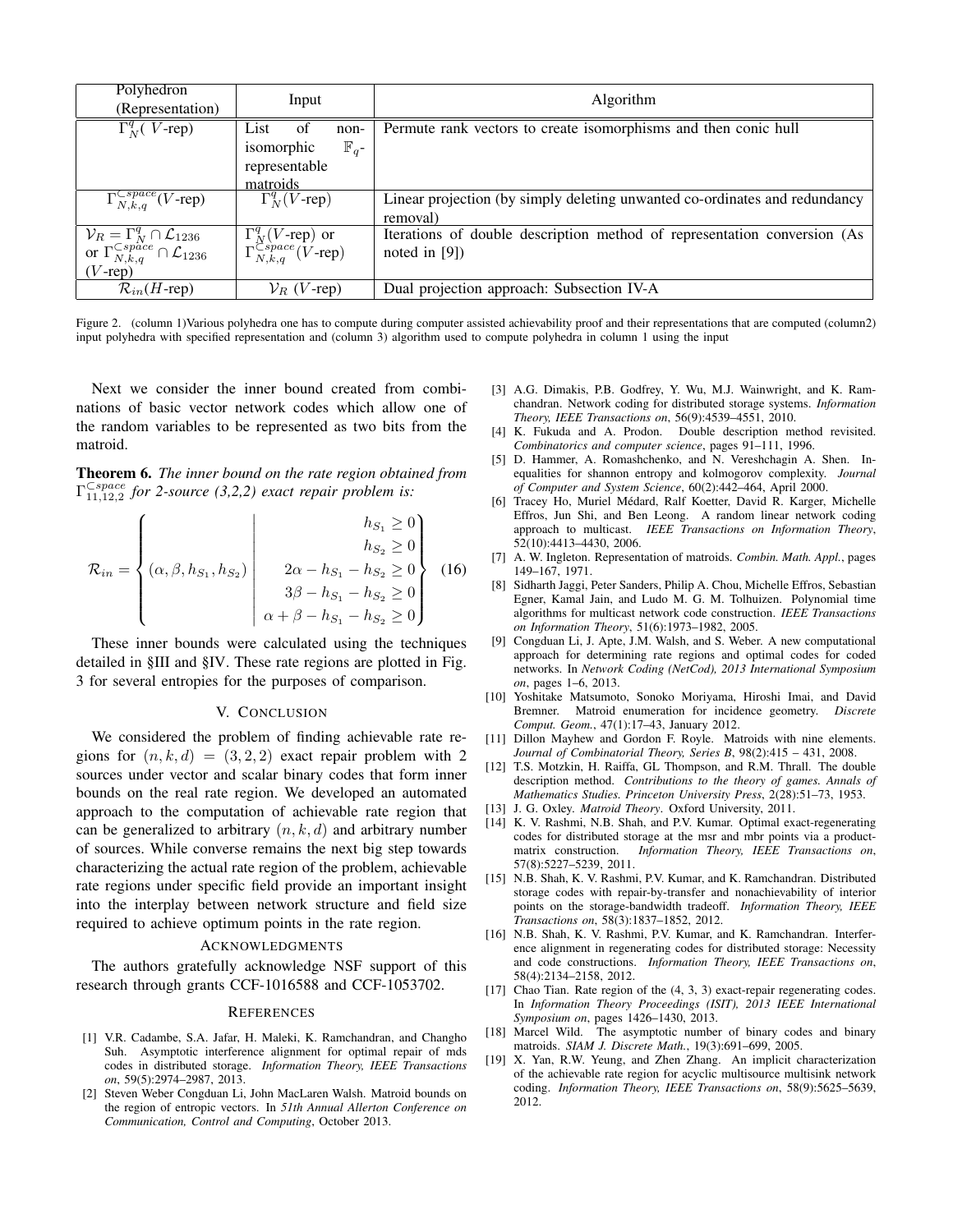| Polyhedron (Representation) | Input | Algorithm |
|---|---|---|
| $\Gamma^q_N$( $V$-rep) | List of non-isomorphic $\mathbb{F}_q$-representable matroids | Permute rank vectors to create isomorphisms and then conic hull |
| $\Gamma^{\subset space}_{N,k,q}(V\text{-rep})$ | $\Gamma^q_N(V\text{-rep})$ | Linear projection (by simply deleting unwanted co-ordinates and redundancy removal) |
| $\mathcal{V}_R = \Gamma^q_N \cap \mathcal{L}_{1236}$ or $\Gamma^{\subset space}_{N,k,q} \cap \mathcal{L}_{1236}$ ($V$-rep) | $\Gamma^q_N(V\text{-rep})$ or $\Gamma^{\subset space}_{N,k,q}(V\text{-rep})$ | Iterations of double description method of representation conversion (As noted in [9]) |
| $\mathcal{R}_{in}(H\text{-rep})$ | $\mathcal{V}_R$ ($V$-rep) | Dual projection approach: Subsection IV-A |

Figure 2. (column 1)Various polyhedra one has to compute during computer assisted achievability proof and their representations that are computed (column2) input polyhedra with specified representation and (column 3) algorithm used to compute polyhedra in column 1 using the input

Next we consider the inner bound created from combinations of basic vector network codes which allow one of the random variables to be represented as two bits from the matroid.

**Theorem 6.** *The inner bound on the rate region obtained from $\Gamma^{\subset space}_{11,12,2}$ for 2-source (3,2,2) exact repair problem is:*

$$\mathcal{R}_{in} = \left\{ (\alpha, \beta, h_{S_1}, h_{S_2}) \left| \begin{array}{r} h_{S_1} \geq 0 \\ h_{S_2} \geq 0 \\ 2\alpha - h_{S_1} - h_{S_2} \geq 0 \\ 3\beta - h_{S_1} - h_{S_2} \geq 0 \\ \alpha + \beta - h_{S_1} - h_{S_2} \geq 0 \end{array} \right. \right\} \quad (16)$$

These inner bounds were calculated using the techniques detailed in §III and §IV. These rate regions are plotted in Fig. 3 for several entropies for the purposes of comparison.

## V. Conclusion

We considered the problem of finding achievable rate regions for $(n, k, d) = (3, 2, 2)$ exact repair problem with 2 sources under vector and scalar binary codes that form inner bounds on the real rate region. We developed an automated approach to the computation of achievable rate region that can be generalized to arbitrary $(n, k, d)$ and arbitrary number of sources. While converse remains the next big step towards characterizing the actual rate region of the problem, achievable rate regions under specific field provide an important insight into the interplay between network structure and field size required to achieve optimum points in the rate region.

## Acknowledgments

The authors gratefully acknowledge NSF support of this research through grants CCF-1016588 and CCF-1053702.

## References

[1] V.R. Cadambe, S.A. Jafar, H. Maleki, K. Ramchandran, and Changho Suh. Asymptotic interference alignment for optimal repair of mds codes in distributed storage. *Information Theory, IEEE Transactions on*, 59(5):2974–2987, 2013.

[2] Steven Weber Congduan Li, John MacLaren Walsh. Matroid bounds on the region of entropic vectors. In *51th Annual Allerton Conference on Communication, Control and Computing*, October 2013.

[3] A.G. Dimakis, P.B. Godfrey, Y. Wu, M.J. Wainwright, and K. Ramchandran. Network coding for distributed storage systems. *Information Theory, IEEE Transactions on*, 56(9):4539–4551, 2010.

[4] K. Fukuda and A. Prodon. Double description method revisited. *Combinatorics and computer science*, pages 91–111, 1996.

[5] D. Hammer, A. Romashchenko, and N. Vereshchagin A. Shen. Inequalities for shannon entropy and kolmogorov complexity. *Journal of Computer and System Science*, 60(2):442–464, April 2000.

[6] Tracey Ho, Muriel Médard, Ralf Koetter, David R. Karger, Michelle Effros, Jun Shi, and Ben Leong. A random linear network coding approach to multicast. *IEEE Transactions on Information Theory*, 52(10):4413–4430, 2006.

[7] A. W. Ingleton. Representation of matroids. *Combin. Math. Appl.*, pages 149–167, 1971.

[8] Sidharth Jaggi, Peter Sanders, Philip A. Chou, Michelle Effros, Sebastian Egner, Kamal Jain, and Ludo M. G. M. Tolhuizen. Polynomial time algorithms for multicast network code construction. *IEEE Transactions on Information Theory*, 51(6):1973–1982, 2005.

[9] Congduan Li, J. Apte, J.M. Walsh, and S. Weber. A new computational approach for determining rate regions and optimal codes for coded networks. In *Network Coding (NetCod), 2013 International Symposium on*, pages 1–6, 2013.

[10] Yoshitake Matsumoto, Sonoko Moriyama, Hiroshi Imai, and David Bremner. Matroid enumeration for incidence geometry. *Discrete Comput. Geom.*, 47(1):17–43, January 2012.

[11] Dillon Mayhew and Gordon F. Royle. Matroids with nine elements. *Journal of Combinatorial Theory, Series B*, 98(2):415 – 431, 2008.

[12] T.S. Motzkin, H. Raiffa, GL Thompson, and R.M. Thrall. The double description method. *Contributions to the theory of games. Annals of Mathematics Studies. Princeton University Press*, 2(28):51–73, 1953.

[13] J. G. Oxley. *Matroid Theory*. Oxford University, 2011.

[14] K. V. Rashmi, N.B. Shah, and P.V. Kumar. Optimal exact-regenerating codes for distributed storage at the msr and mbr points via a product-matrix construction. *Information Theory, IEEE Transactions on*, 57(8):5227–5239, 2011.

[15] N.B. Shah, K. V. Rashmi, P.V. Kumar, and K. Ramchandran. Distributed storage codes with repair-by-transfer and nonachievability of interior points on the storage-bandwidth tradeoff. *Information Theory, IEEE Transactions on*, 58(3):1837–1852, 2012.

[16] N.B. Shah, K. V. Rashmi, P.V. Kumar, and K. Ramchandran. Interference alignment in regenerating codes for distributed storage: Necessity and code constructions. *Information Theory, IEEE Transactions on*, 58(4):2134–2158, 2012.

[17] Chao Tian. Rate region of the (4, 3, 3) exact-repair regenerating codes. In *Information Theory Proceedings (ISIT), 2013 IEEE International Symposium on*, pages 1426–1430, 2013.

[18] Marcel Wild. The asymptotic number of binary codes and binary matroids. *SIAM J. Discrete Math.*, 19(3):691–699, 2005.

[19] X. Yan, R.W. Yeung, and Zhen Zhang. An implicit characterization of the achievable rate region for acyclic multisource multisink network coding. *Information Theory, IEEE Transactions on*, 58(9):5625–5639, 2012.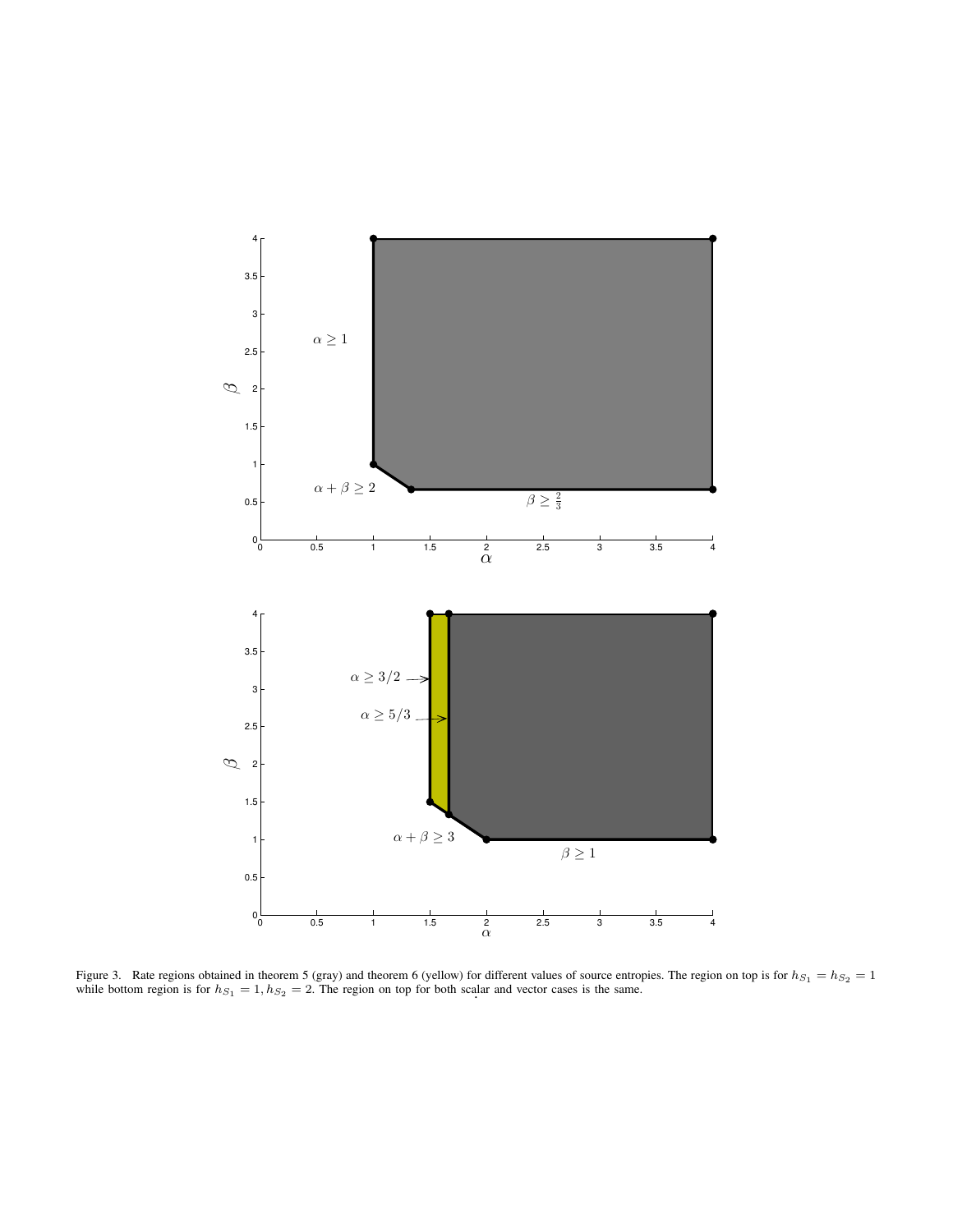$\alpha \geq 1$

$\alpha + \beta \geq 2$

$\beta \geq \frac{2}{3}$

$\beta$

$\alpha$

0 0.5 1 1.5 2 2.5 3 3.5 4

$\alpha \geq 3/2$

$\alpha \geq 5/3$

$\alpha + \beta \geq 3$

$\beta \geq 1$

$\beta$

$\alpha$

0 0.5 1 1.5 2 2.5 3 3.5 4

Figure 3. Rate regions obtained in theorem 5 (gray) and theorem 6 (yellow) for different values of source entropies. The region on top is for $h_{S_1} = h_{S_2} = 1$ while bottom region is for $h_{S_1} = 1, h_{S_2} = 2$. The region on top for both scalar and vector cases is the same.